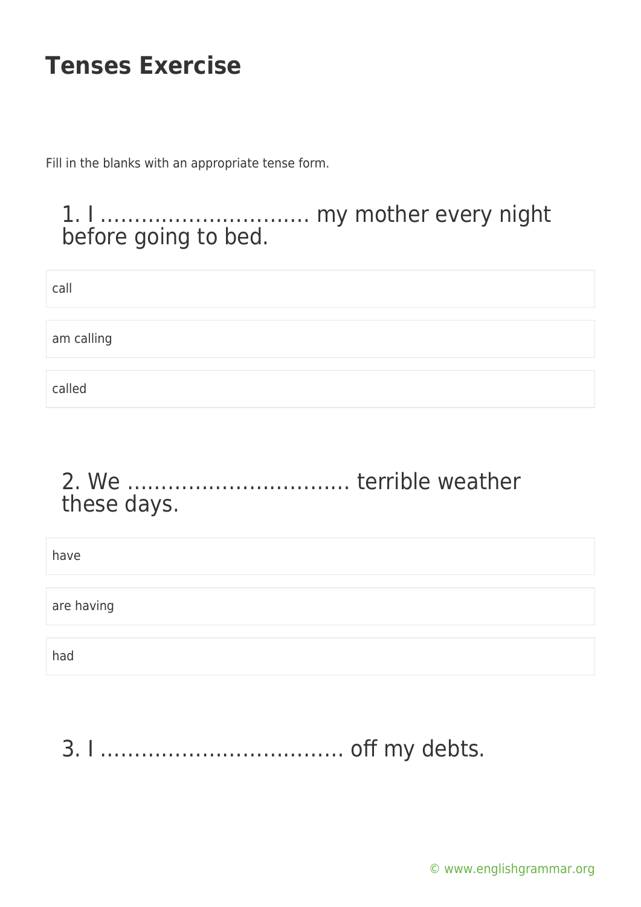# Tenses Exercise

Fill in the blanks with an appropriate tense form.

## 1. I ………………………… my mother every night before going to bed.

- call
- am calling
- called

## 2. We …………………………… terrible weather these days.

- have
- are having
- had

## 3. I ……………………………… off my debts.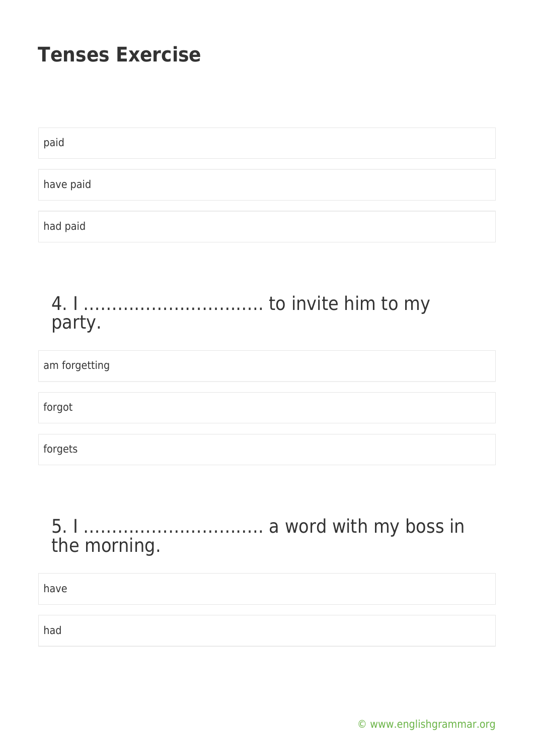# Tenses Exercise

paid

have paid

had paid

## 4. I …………………………. to invite him to my party.

am forgetting

forgot

forgets

## 5. I …………………………. a word with my boss in the morning.

have

had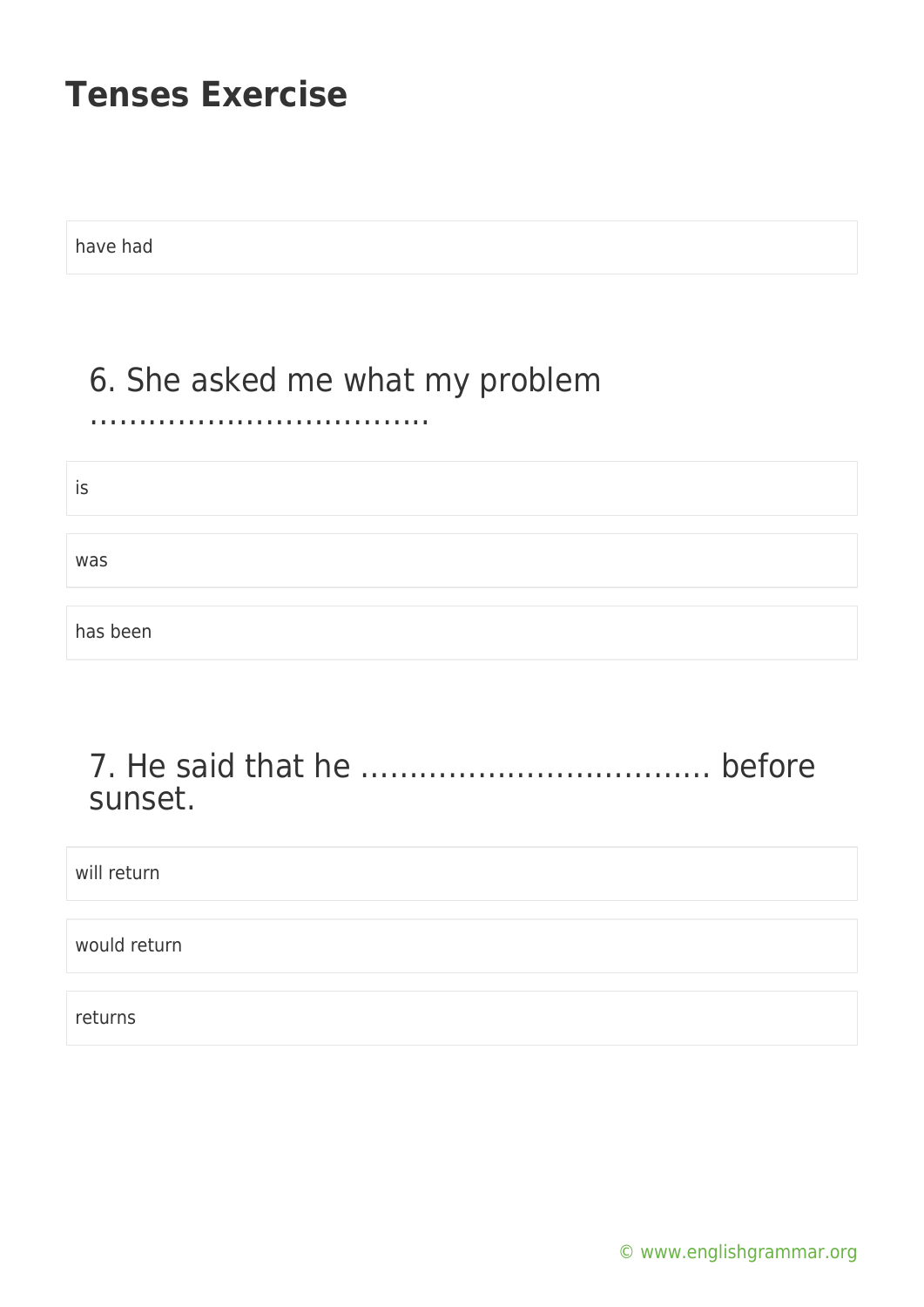have had

## 6. She asked me what my problem ……………………………..

is

was

has been

## 7. He said that he ……………………………… before sunset.

will return

would return

returns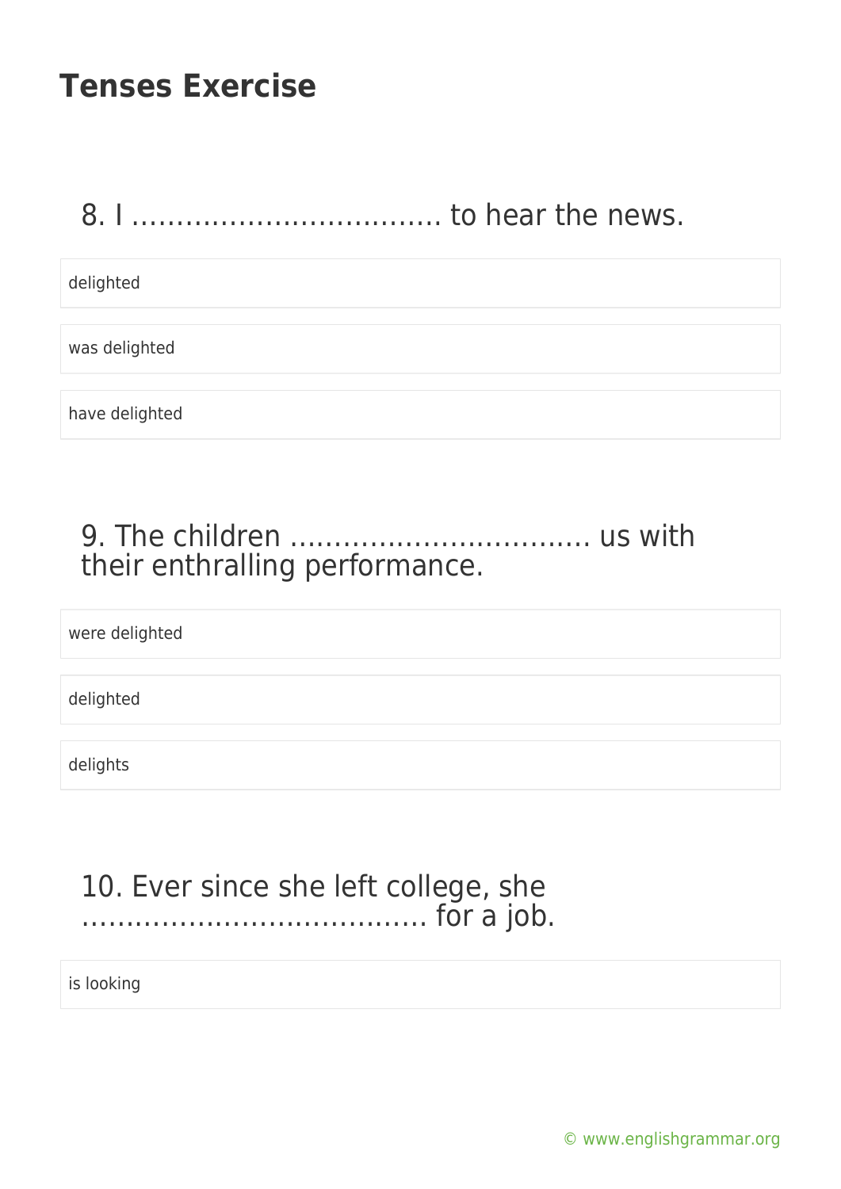# Tenses Exercise

## 8. I ……………………………… to hear the news.

- delighted
- was delighted
- have delighted

## 9. The children …………………………… us with their enthralling performance.

- were delighted
- delighted
- delights

## 10. Ever since she left college, she ………………………………… for a job.

- is looking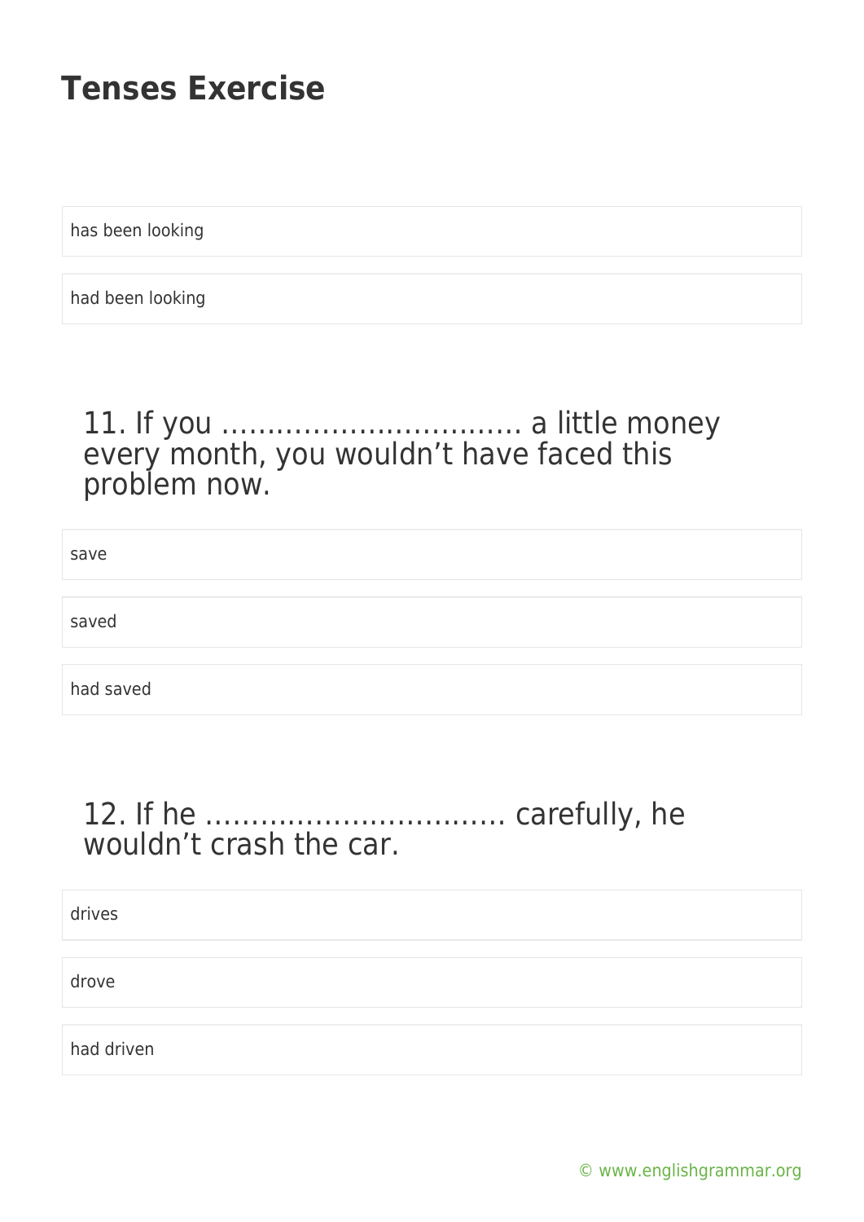# Tenses Exercise

has been looking

had been looking

### 11. If you ……………………………. a little money every month, you wouldn’t have faced this problem now.

save

saved

had saved

### 12. If he ……………………………. carefully, he wouldn’t crash the car.

drives

drove

had driven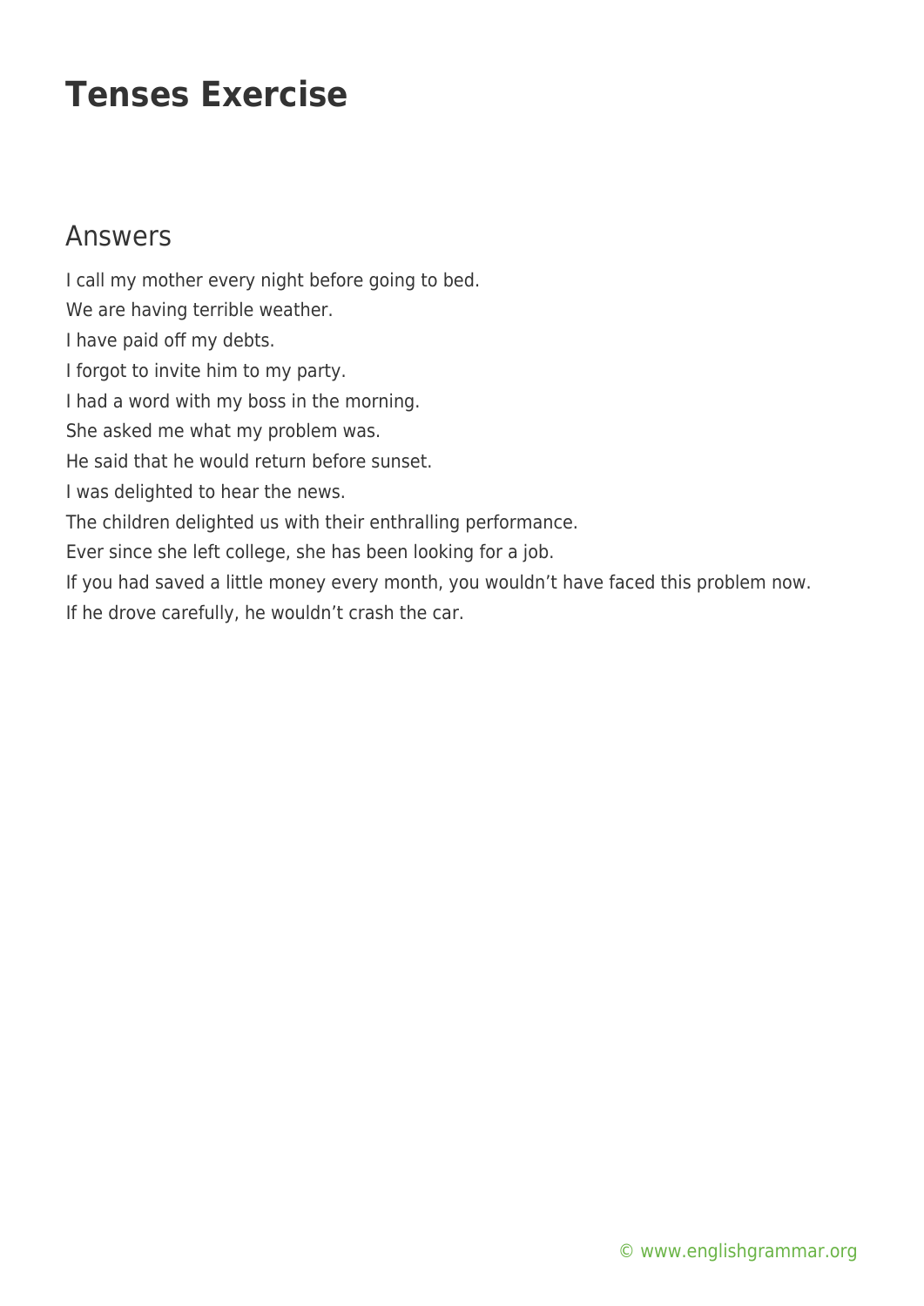# Tenses Exercise

## Answers

I call my mother every night before going to bed.

We are having terrible weather.

I have paid off my debts.

I forgot to invite him to my party.

I had a word with my boss in the morning.

She asked me what my problem was.

He said that he would return before sunset.

I was delighted to hear the news.

The children delighted us with their enthralling performance.

Ever since she left college, she has been looking for a job.

If you had saved a little money every month, you wouldn't have faced this problem now.

If he drove carefully, he wouldn't crash the car.